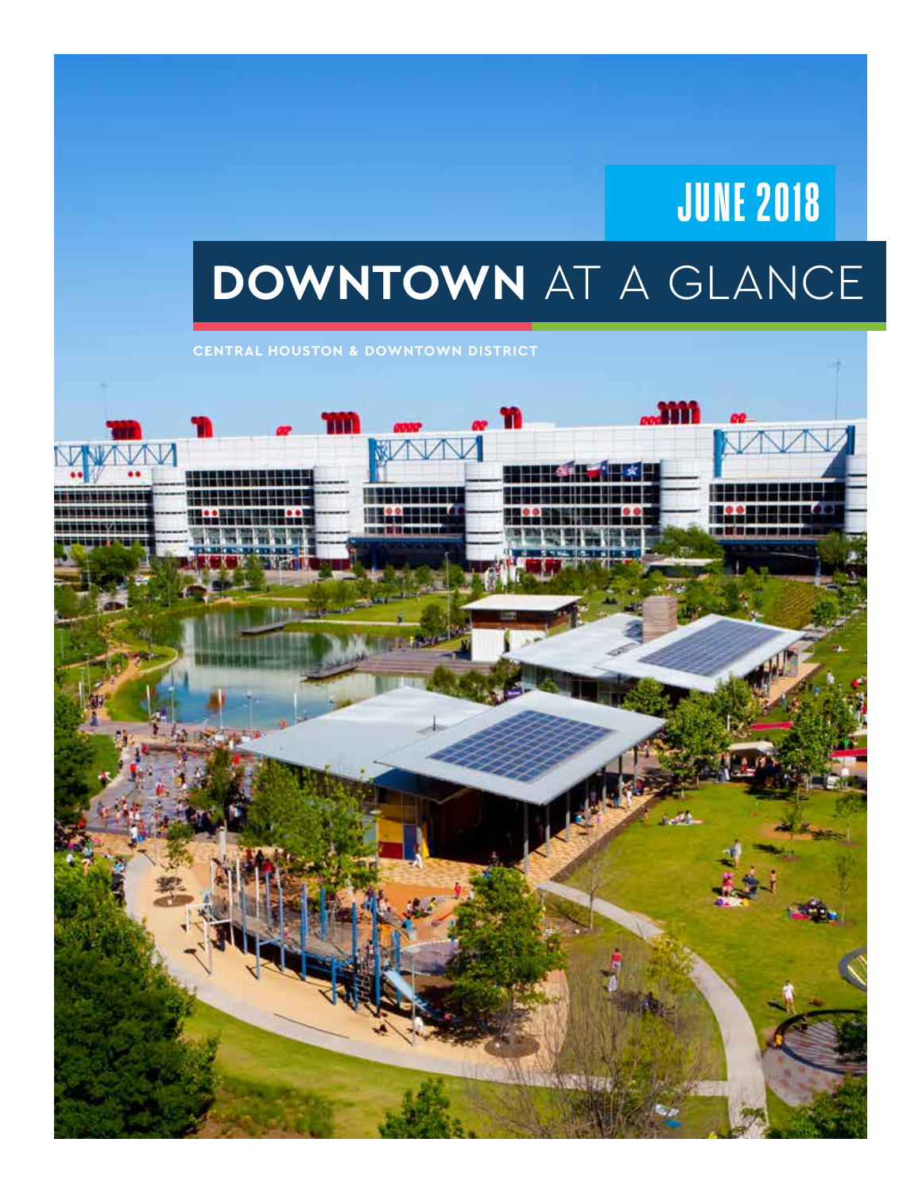# JUNE 2018

# DOWNTOWN AT A GLANCE

CENTRAL HOUSTON & DOWNTOWN DISTRICT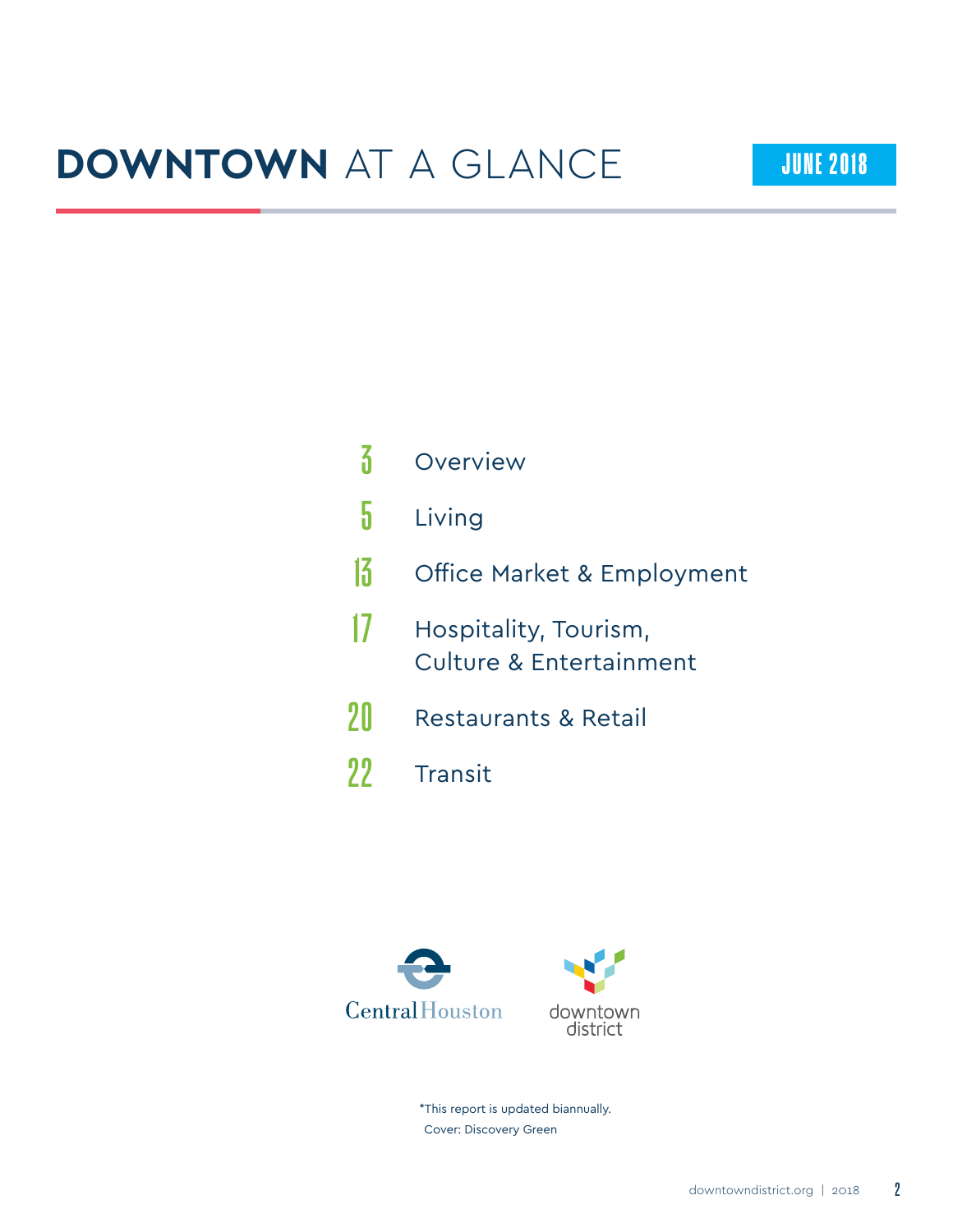# **DOWNTOWN** AT A GLANCE

**JUNE 2018**

| | |
|---|---|
| 3 | Overview |
| 5 | Living |
| 13 | Office Market & Employment |
| 17 | Hospitality, Tourism, Culture & Entertainment |
| 20 | Restaurants & Retail |
| 22 | Transit |

Central Houston

downtown district

*This report is updated biannually.
Cover: Discovery Green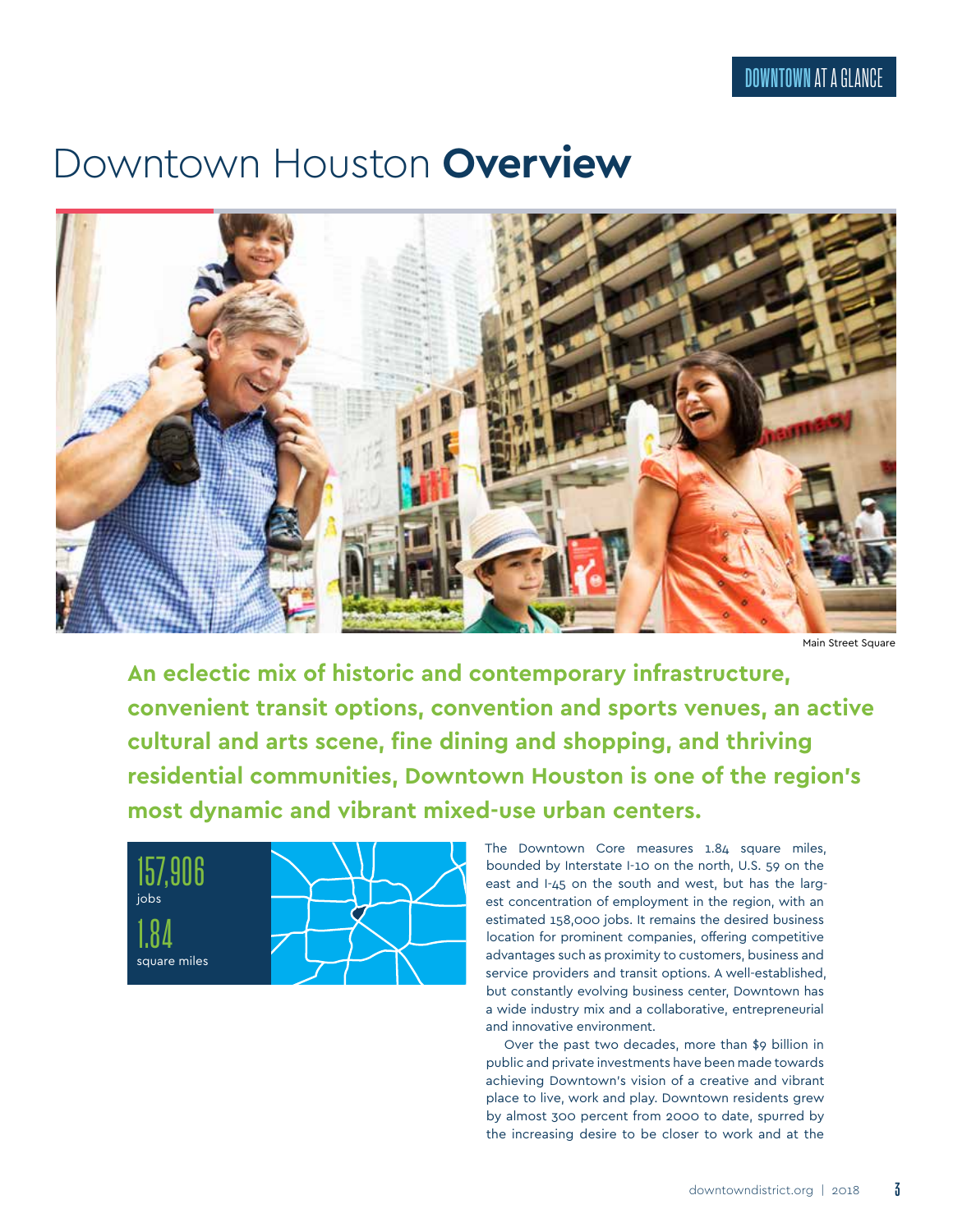# Downtown Houston **Overview**

Main Street Square

**An eclectic mix of historic and contemporary infrastructure, convenient transit options, convention and sports venues, an active cultural and arts scene, fine dining and shopping, and thriving residential communities, Downtown Houston is one of the region's most dynamic and vibrant mixed-use urban centers.**

157,906
jobs

1.84
square miles

The Downtown Core measures 1.84 square miles, bounded by Interstate I-10 on the north, U.S. 59 on the east and I-45 on the south and west, but has the largest concentration of employment in the region, with an estimated 158,000 jobs. It remains the desired business location for prominent companies, offering competitive advantages such as proximity to customers, business and service providers and transit options. A well-established, but constantly evolving business center, Downtown has a wide industry mix and a collaborative, entrepreneurial and innovative environment.

Over the past two decades, more than $9 billion in public and private investments have been made towards achieving Downtown's vision of a creative and vibrant place to live, work and play. Downtown residents grew by almost 300 percent from 2000 to date, spurred by the increasing desire to be closer to work and at the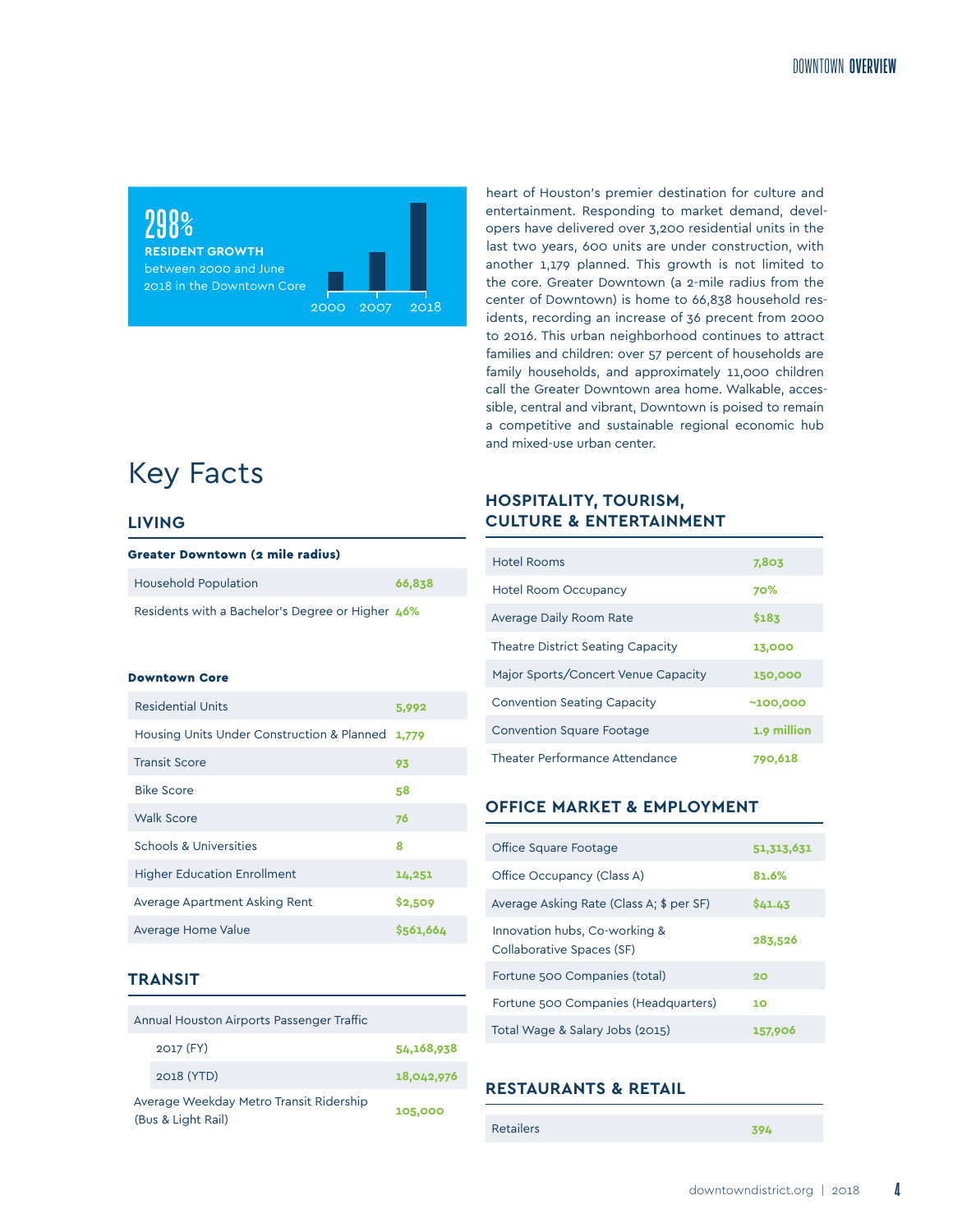298%

**RESIDENT GROWTH**

between 2000 and June 2018 in the Downtown Core

2000
2007
2018

heart of Houston's premier destination for culture and entertainment. Responding to market demand, developers have delivered over 3,200 residential units in the last two years, 600 units are under construction, with another 1,179 planned. This growth is not limited to the core. Greater Downtown (a 2-mile radius from the center of Downtown) is home to 66,838 household residents, recording an increase of 36 precent from 2000 to 2016. This urban neighborhood continues to attract families and children: over 57 percent of households are family households, and approximately 11,000 children call the Greater Downtown area home. Walkable, accessible, central and vibrant, Downtown is poised to remain a competitive and sustainable regional economic hub and mixed-use urban center.

# Key Facts

## LIVING

**Greater Downtown (2 mile radius)**

| | |
|---|---|
| Household Population | 66,838 |
| Residents with a Bachelor's Degree or Higher | 46% |

**Downtown Core**

| | |
|---|---|
| Residential Units | 5,992 |
| Housing Units Under Construction & Planned | 1,779 |
| Transit Score | 93 |
| Bike Score | 58 |
| Walk Score | 76 |
| Schools & Universities | 8 |
| Higher Education Enrollment | 14,251 |
| Average Apartment Asking Rent | $2,509 |
| Average Home Value | $561,664 |

## TRANSIT

| | |
|---|---|
| Annual Houston Airports Passenger Traffic | |
| 2017 (FY) | 54,168,938 |
| 2018 (YTD) | 18,042,976 |
| Average Weekday Metro Transit Ridership (Bus & Light Rail) | 105,000 |

## HOSPITALITY, TOURISM, CULTURE & ENTERTAINMENT

| | |
|---|---|
| Hotel Rooms | 7,803 |
| Hotel Room Occupancy | 70% |
| Average Daily Room Rate | $183 |
| Theatre District Seating Capacity | 13,000 |
| Major Sports/Concert Venue Capacity | 150,000 |
| Convention Seating Capacity | ~100,000 |
| Convention Square Footage | 1.9 million |
| Theater Performance Attendance | 790,618 |

## OFFICE MARKET & EMPLOYMENT

| | |
|---|---|
| Office Square Footage | 51,313,631 |
| Office Occupancy (Class A) | 81.6% |
| Average Asking Rate (Class A; $ per SF) | $41.43 |
| Innovation hubs, Co-working & Collaborative Spaces (SF) | 283,526 |
| Fortune 500 Companies (total) | 20 |
| Fortune 500 Companies (Headquarters) | 10 |
| Total Wage & Salary Jobs (2015) | 157,906 |

## RESTAURANTS & RETAIL

| | |
|---|---|
| Retailers | 394 |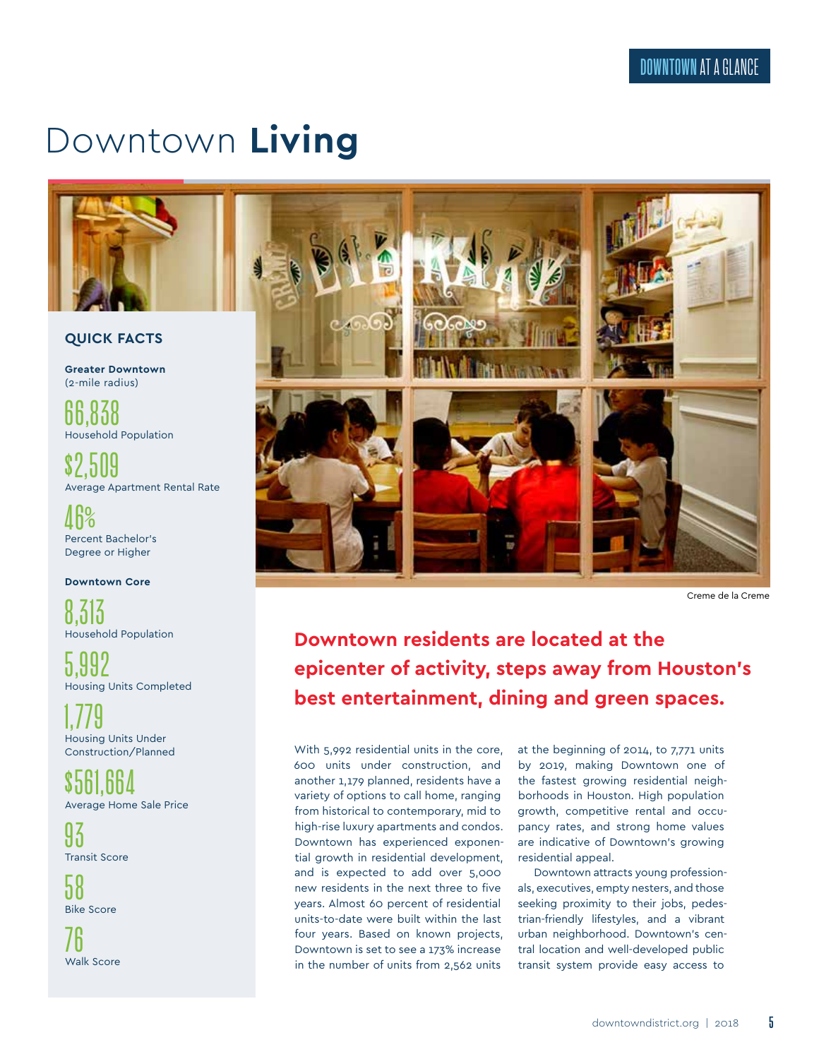# Downtown **Living**

### QUICK FACTS

**Greater Downtown**
(2-mile radius)

66,838
Household Population

$2,509
Average Apartment Rental Rate

46%
Percent Bachelor's Degree or Higher

**Downtown Core**

8,313
Household Population

5,992
Housing Units Completed

1,779
Housing Units Under Construction/Planned

$561,664
Average Home Sale Price

93
Transit Score

58
Bike Score

76
Walk Score

Creme de la Creme

## Downtown residents are located at the epicenter of activity, steps away from Houston's best entertainment, dining and green spaces.

With 5,992 residential units in the core, 600 units under construction, and another 1,179 planned, residents have a variety of options to call home, ranging from historical to contemporary, mid to high-rise luxury apartments and condos. Downtown has experienced exponential growth in residential development, and is expected to add over 5,000 new residents in the next three to five years. Almost 60 percent of residential units-to-date were built within the last four years. Based on known projects, Downtown is set to see a 173% increase in the number of units from 2,562 units at the beginning of 2014, to 7,771 units by 2019, making Downtown one of the fastest growing residential neighborhoods in Houston. High population growth, competitive rental and occupancy rates, and strong home values are indicative of Downtown's growing residential appeal.

Downtown attracts young professionals, executives, empty nesters, and those seeking proximity to their jobs, pedestrian-friendly lifestyles, and a vibrant urban neighborhood. Downtown's central location and well-developed public transit system provide easy access to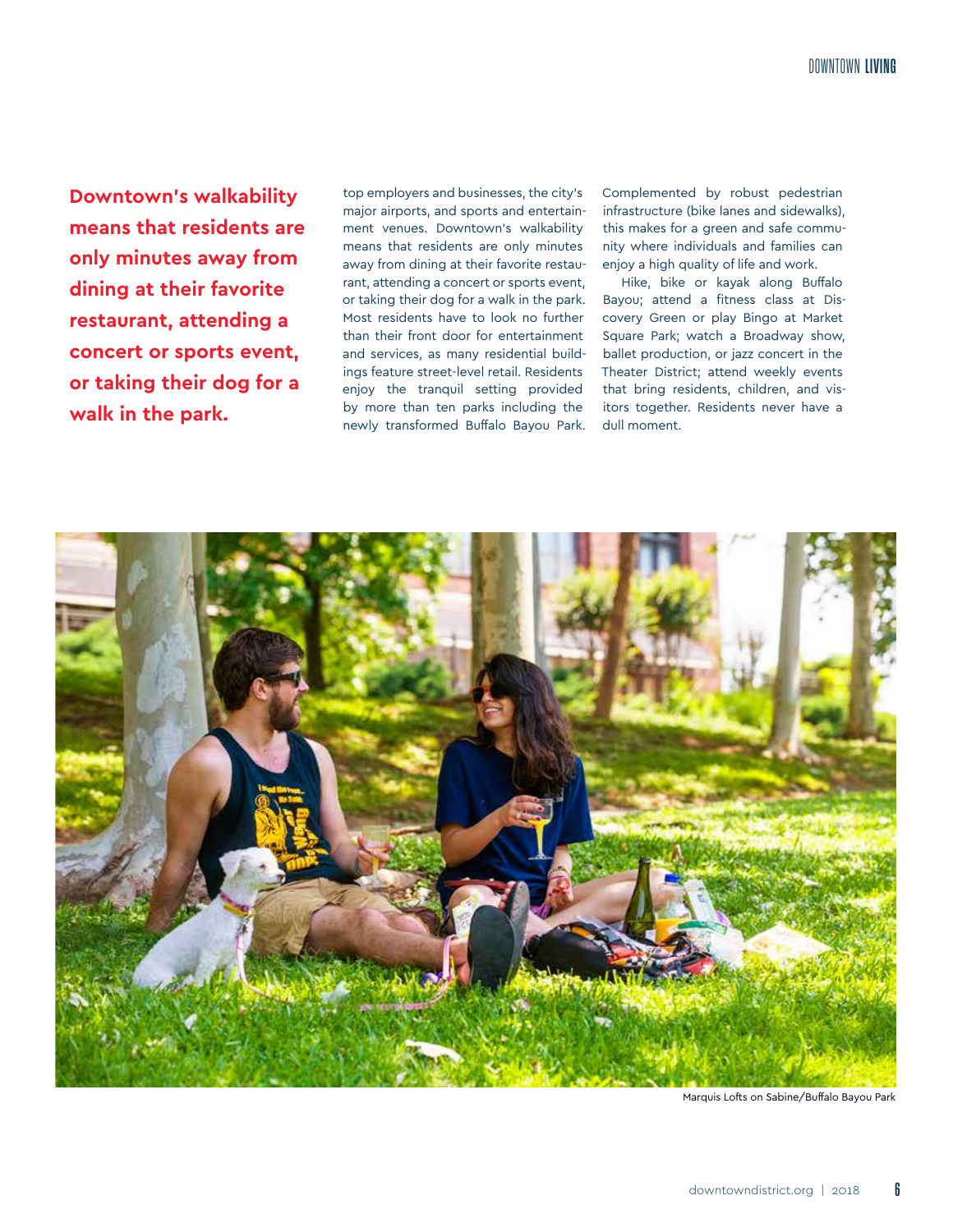**Downtown's walkability means that residents are only minutes away from dining at their favorite restaurant, attending a concert or sports event, or taking their dog for a walk in the park.**

top employers and businesses, the city's major airports, and sports and entertainment venues. Downtown's walkability means that residents are only minutes away from dining at their favorite restaurant, attending a concert or sports event, or taking their dog for a walk in the park. Most residents have to look no further than their front door for entertainment and services, as many residential buildings feature street-level retail. Residents enjoy the tranquil setting provided by more than ten parks including the newly transformed Buffalo Bayou Park. Complemented by robust pedestrian infrastructure (bike lanes and sidewalks), this makes for a green and safe community where individuals and families can enjoy a high quality of life and work.

Hike, bike or kayak along Buffalo Bayou; attend a fitness class at Discovery Green or play Bingo at Market Square Park; watch a Broadway show, ballet production, or jazz concert in the Theater District; attend weekly events that bring residents, children, and visitors together. Residents never have a dull moment.

Marquis Lofts on Sabine/Buffalo Bayou Park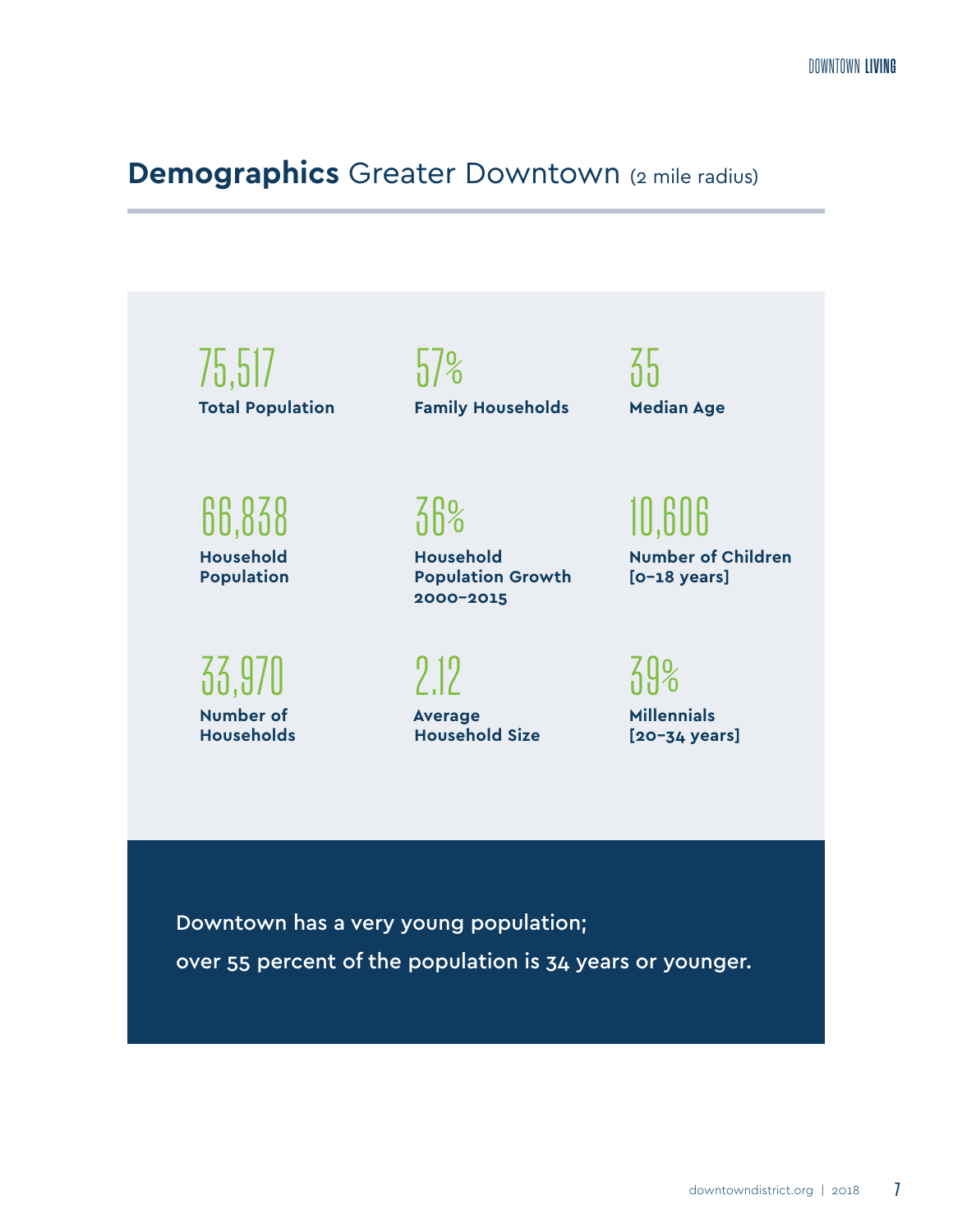## **Demographics** Greater Downtown (2 mile radius)

**75,517**
**Total Population**

**57%**
**Family Households**

**35**
**Median Age**

**66,838**
**Household Population**

**36%**
**Household Population Growth 2000–2015**

**10,606**
**Number of Children [0–18 years]**

**33,970**
**Number of Households**

**2.12**
**Average Household Size**

**39%**
**Millennials [20–34 years]**

Downtown has a very young population;
over 55 percent of the population is 34 years or younger.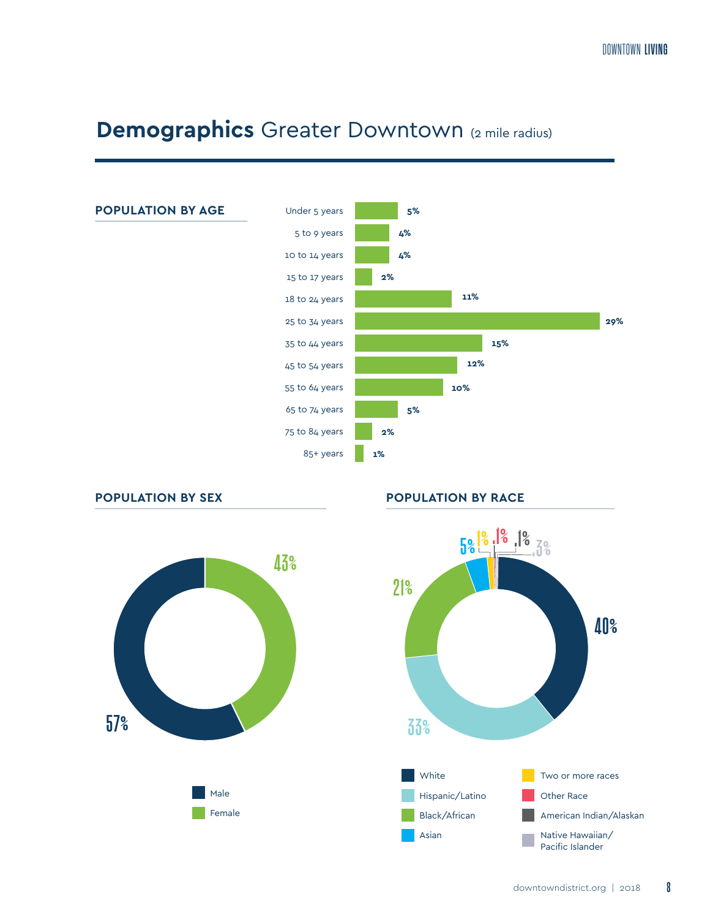# **Demographics** Greater Downtown (2 mile radius)

## POPULATION BY AGE

Under 5 years 5%
5 to 9 years 4%
10 to 14 years 4%
15 to 17 years 2%
18 to 24 years 11%
25 to 34 years 29%
35 to 44 years 15%
45 to 54 years 12%
55 to 64 years 10%
65 to 74 years 5%
75 to 84 years 2%
85+ years 1%

## POPULATION BY SEX

43%
57%

Male
Female

## POPULATION BY RACE

5%
1%
.1%
.1%
.3%
21%
40%
33%

White
Hispanic/Latino
Black/African
Asian
Two or more races
Other Race
American Indian/Alaskan
Native Hawaiian/ Pacific Islander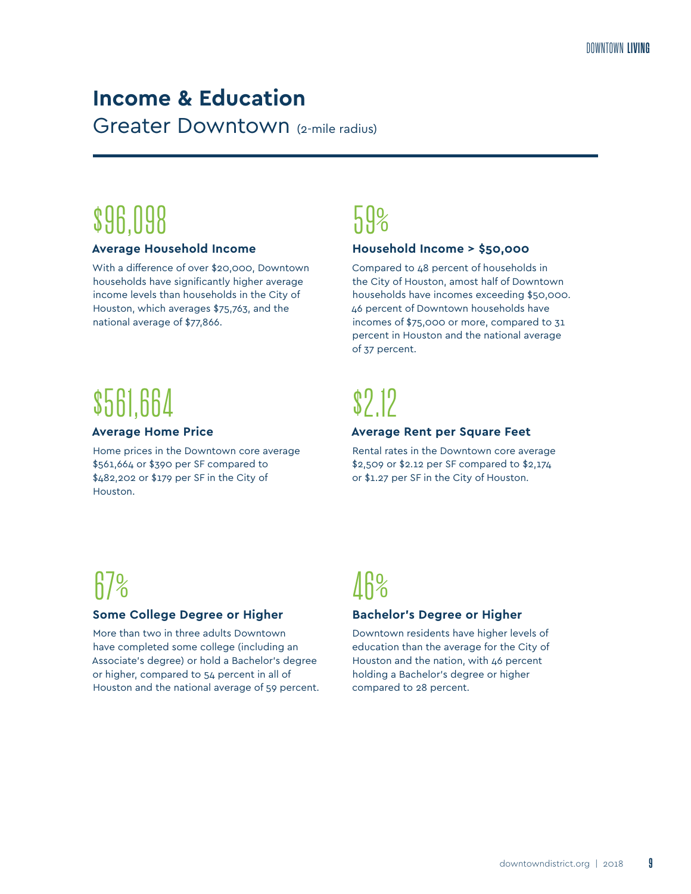# Income & Education

## Greater Downtown (2-mile radius)

$96,098

### Average Household Income

With a difference of over $20,000, Downtown households have significantly higher average income levels than households in the City of Houston, which averages $75,763, and the national average of $77,866.

59%

### Household Income > $50,000

Compared to 48 percent of households in the City of Houston, amost half of Downtown households have incomes exceeding $50,000. 46 percent of Downtown households have incomes of $75,000 or more, compared to 31 percent in Houston and the national average of 37 percent.

$561,664

### Average Home Price

Home prices in the Downtown core average $561,664 or $390 per SF compared to $482,202 or $179 per SF in the City of Houston.

$2.12

### Average Rent per Square Feet

Rental rates in the Downtown core average $2,509 or $2.12 per SF compared to $2,174 or $1.27 per SF in the City of Houston.

67%

### Some College Degree or Higher

More than two in three adults Downtown have completed some college (including an Associate's degree) or hold a Bachelor's degree or higher, compared to 54 percent in all of Houston and the national average of 59 percent.

46%

### Bachelor's Degree or Higher

Downtown residents have higher levels of education than the average for the City of Houston and the nation, with 46 percent holding a Bachelor's degree or higher compared to 28 percent.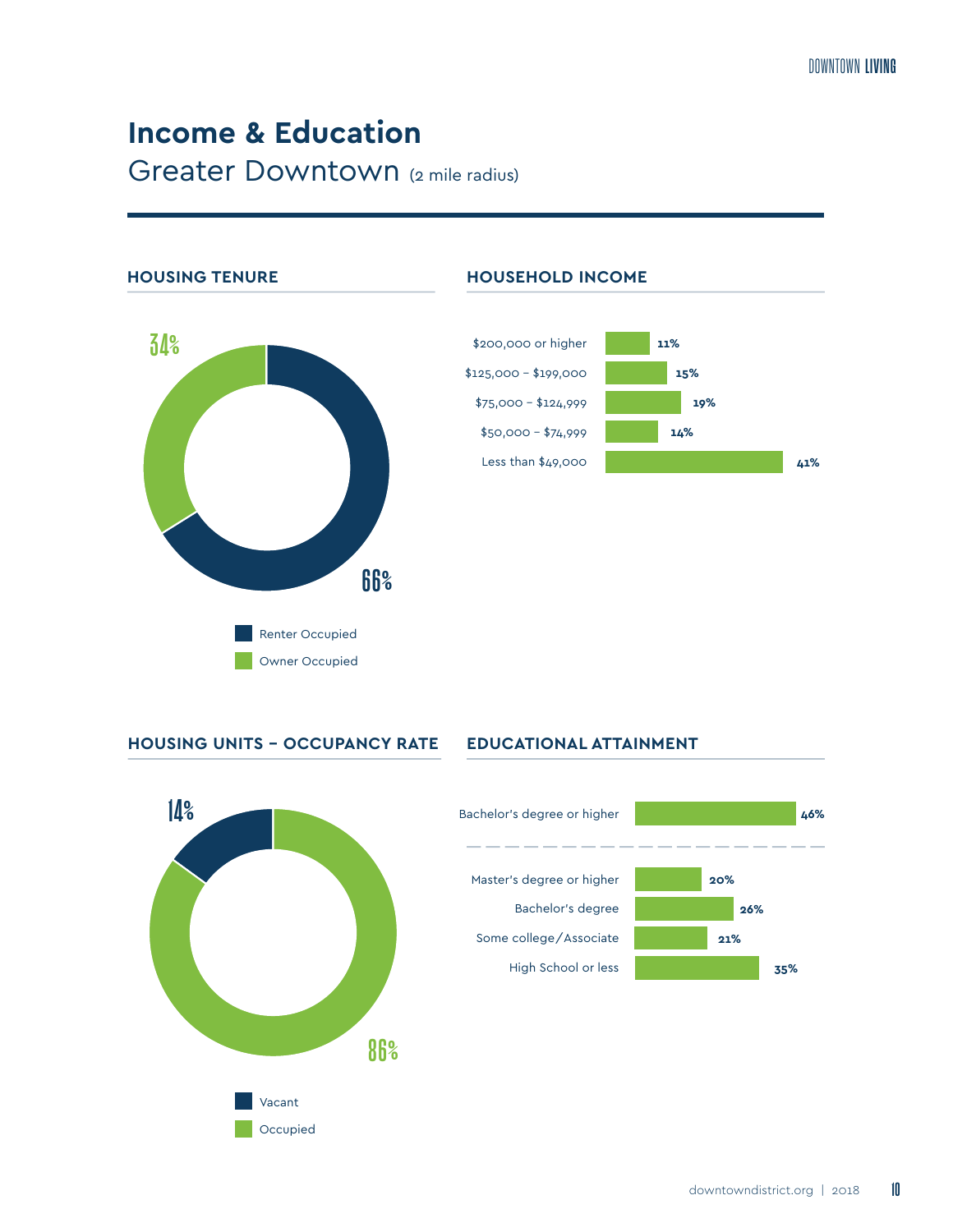# Income & Education

## Greater Downtown (2 mile radius)

### HOUSING TENURE

34%

66%

Renter Occupied

Owner Occupied

### HOUSEHOLD INCOME

$200,000 or higher 11%

$125,000 – $199,000 15%

$75,000 – $124,999 19%

$50,000 – $74,999 14%

Less than $49,000 41%

### HOUSING UNITS – OCCUPANCY RATE

14%

86%

Vacant

Occupied

### EDUCATIONAL ATTAINMENT

Bachelor's degree or higher 46%

Master's degree or higher 20%

Bachelor's degree 26%

Some college/Associate 21%

High School or less 35%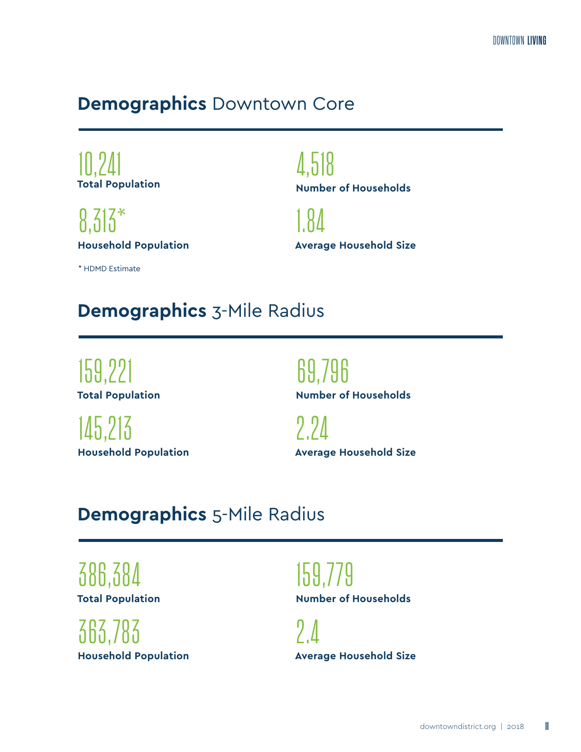## **Demographics** Downtown Core

10,241
**Total Population**

4,518
**Number of Households**

8,313*
**Household Population**

1.84
**Average Household Size**

* HDMD Estimate

## **Demographics** 3-Mile Radius

159,221
**Total Population**

69,796
**Number of Households**

145,213
**Household Population**

2.24
**Average Household Size**

## **Demographics** 5-Mile Radius

386,384
**Total Population**

159,779
**Number of Households**

363,783
**Household Population**

2.4
**Average Household Size**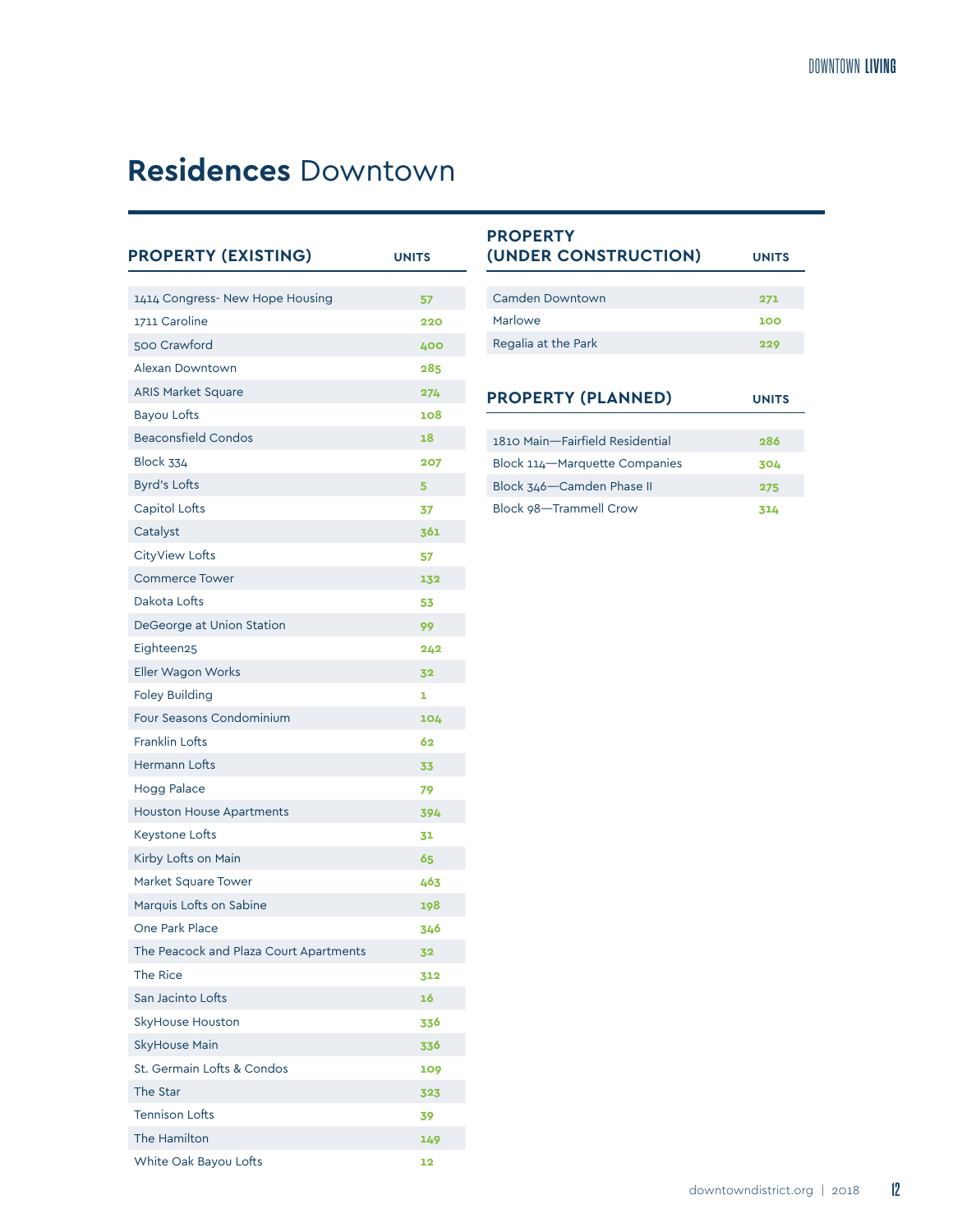# **Residences** Downtown

| PROPERTY (EXISTING) | UNITS |
|---|---|
| 1414 Congress- New Hope Housing | 57 |
| 1711 Caroline | 220 |
| 500 Crawford | 400 |
| Alexan Downtown | 285 |
| ARIS Market Square | 274 |
| Bayou Lofts | 108 |
| Beaconsfield Condos | 18 |
| Block 334 | 207 |
| Byrd's Lofts | 5 |
| Capitol Lofts | 37 |
| Catalyst | 361 |
| CityView Lofts | 57 |
| Commerce Tower | 132 |
| Dakota Lofts | 53 |
| DeGeorge at Union Station | 99 |
| Eighteen25 | 242 |
| Eller Wagon Works | 32 |
| Foley Building | 1 |
| Four Seasons Condominium | 104 |
| Franklin Lofts | 62 |
| Hermann Lofts | 33 |
| Hogg Palace | 79 |
| Houston House Apartments | 394 |
| Keystone Lofts | 31 |
| Kirby Lofts on Main | 65 |
| Market Square Tower | 463 |
| Marquis Lofts on Sabine | 198 |
| One Park Place | 346 |
| The Peacock and Plaza Court Apartments | 32 |
| The Rice | 312 |
| San Jacinto Lofts | 16 |
| SkyHouse Houston | 336 |
| SkyHouse Main | 336 |
| St. Germain Lofts & Condos | 109 |
| The Star | 323 |
| Tennison Lofts | 39 |
| The Hamilton | 149 |
| White Oak Bayou Lofts | 12 |

| PROPERTY (UNDER CONSTRUCTION) | UNITS |
|---|---|
| Camden Downtown | 271 |
| Marlowe | 100 |
| Regalia at the Park | 229 |

| PROPERTY (PLANNED) | UNITS |
|---|---|
| 1810 Main—Fairfield Residential | 286 |
| Block 114—Marquette Companies | 304 |
| Block 346—Camden Phase II | 275 |
| Block 98—Trammell Crow | 314 |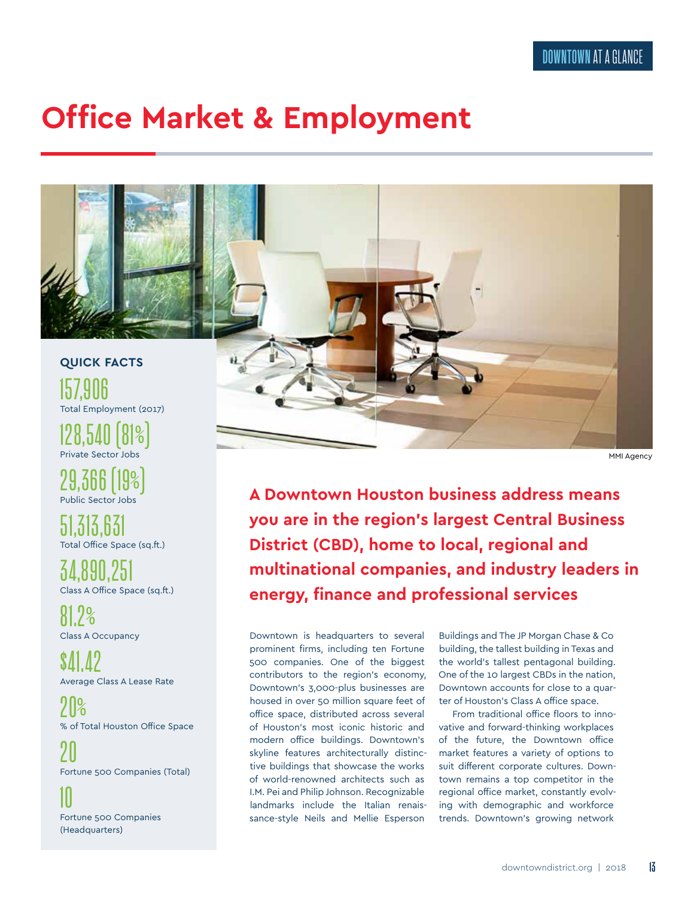# Office Market & Employment

MMI Agency

## QUICK FACTS

157,906
Total Employment (2017)

128,540 (81%)
Private Sector Jobs

29,366 (19%)
Public Sector Jobs

51,313,631
Total Office Space (sq.ft.)

34,890,251
Class A Office Space (sq.ft.)

81.2%
Class A Occupancy

$41.42
Average Class A Lease Rate

20%
% of Total Houston Office Space

20
Fortune 500 Companies (Total)

10
Fortune 500 Companies (Headquarters)

**A Downtown Houston business address means you are in the region's largest Central Business District (CBD), home to local, regional and multinational companies, and industry leaders in energy, finance and professional services**

Downtown is headquarters to several prominent firms, including ten Fortune 500 companies. One of the biggest contributors to the region's economy, Downtown's 3,000-plus businesses are housed in over 50 million square feet of office space, distributed across several of Houston's most iconic historic and modern office buildings. Downtown's skyline features architecturally distinctive buildings that showcase the works of world-renowned architects such as I.M. Pei and Philip Johnson. Recognizable landmarks include the Italian renaissance-style Neils and Mellie Esperson Buildings and The JP Morgan Chase & Co building, the tallest building in Texas and the world's tallest pentagonal building. One of the 10 largest CBDs in the nation, Downtown accounts for close to a quarter of Houston's Class A office space.

From traditional office floors to innovative and forward-thinking workplaces of the future, the Downtown office market features a variety of options to suit different corporate cultures. Downtown remains a top competitor in the regional office market, constantly evolving with demographic and workforce trends. Downtown's growing network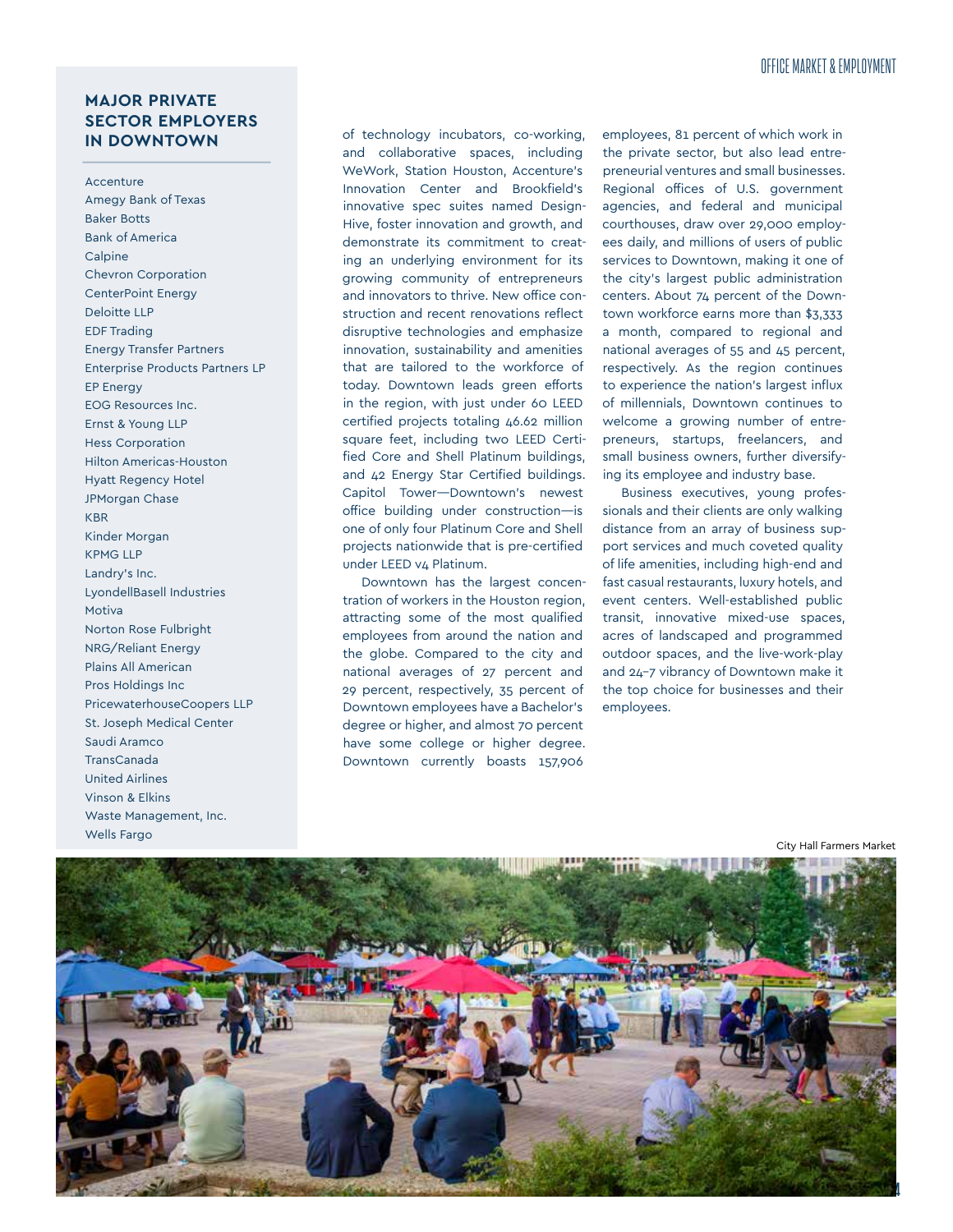## MAJOR PRIVATE SECTOR EMPLOYERS IN DOWNTOWN

Accenture
Amegy Bank of Texas
Baker Botts
Bank of America
Calpine
Chevron Corporation
CenterPoint Energy
Deloitte LLP
EDF Trading
Energy Transfer Partners
Enterprise Products Partners LP
EP Energy
EOG Resources Inc.
Ernst & Young LLP
Hess Corporation
Hilton Americas-Houston
Hyatt Regency Hotel
JPMorgan Chase
KBR
Kinder Morgan
KPMG LLP
Landry's Inc.
LyondellBasell Industries
Motiva
Norton Rose Fulbright
NRG/Reliant Energy
Plains All American
Pros Holdings Inc
PricewaterhouseCoopers LLP
St. Joseph Medical Center
Saudi Aramco
TransCanada
United Airlines
Vinson & Elkins
Waste Management, Inc.
Wells Fargo

of technology incubators, co-working, and collaborative spaces, including WeWork, Station Houston, Accenture's Innovation Center and Brookfield's innovative spec suites named Design-Hive, foster innovation and growth, and demonstrate its commitment to creating an underlying environment for its growing community of entrepreneurs and innovators to thrive. New office construction and recent renovations reflect disruptive technologies and emphasize innovation, sustainability and amenities that are tailored to the workforce of today. Downtown leads green efforts in the region, with just under 60 LEED certified projects totaling 46.62 million square feet, including two LEED Certified Core and Shell Platinum buildings, and 42 Energy Star Certified buildings. Capitol Tower—Downtown's newest office building under construction—is one of only four Platinum Core and Shell projects nationwide that is pre-certified under LEED v4 Platinum.

Downtown has the largest concentration of workers in the Houston region, attracting some of the most qualified employees from around the nation and the globe. Compared to the city and national averages of 27 percent and 29 percent, respectively, 35 percent of Downtown employees have a Bachelor's degree or higher, and almost 70 percent have some college or higher degree. Downtown currently boasts 157,906 employees, 81 percent of which work in the private sector, but also lead entrepreneurial ventures and small businesses. Regional offices of U.S. government agencies, and federal and municipal courthouses, draw over 29,000 employees daily, and millions of users of public services to Downtown, making it one of the city's largest public administration centers. About 74 percent of the Downtown workforce earns more than $3,333 a month, compared to regional and national averages of 55 and 45 percent, respectively. As the region continues to experience the nation's largest influx of millennials, Downtown continues to welcome a growing number of entrepreneurs, startups, freelancers, and small business owners, further diversifying its employee and industry base.

Business executives, young professionals and their clients are only walking distance from an array of business support services and much coveted quality of life amenities, including high-end and fast casual restaurants, luxury hotels, and event centers. Well-established public transit, innovative mixed-use spaces, acres of landscaped and programmed outdoor spaces, and the live-work-play and 24-7 vibrancy of Downtown make it the top choice for businesses and their employees.

City Hall Farmers Market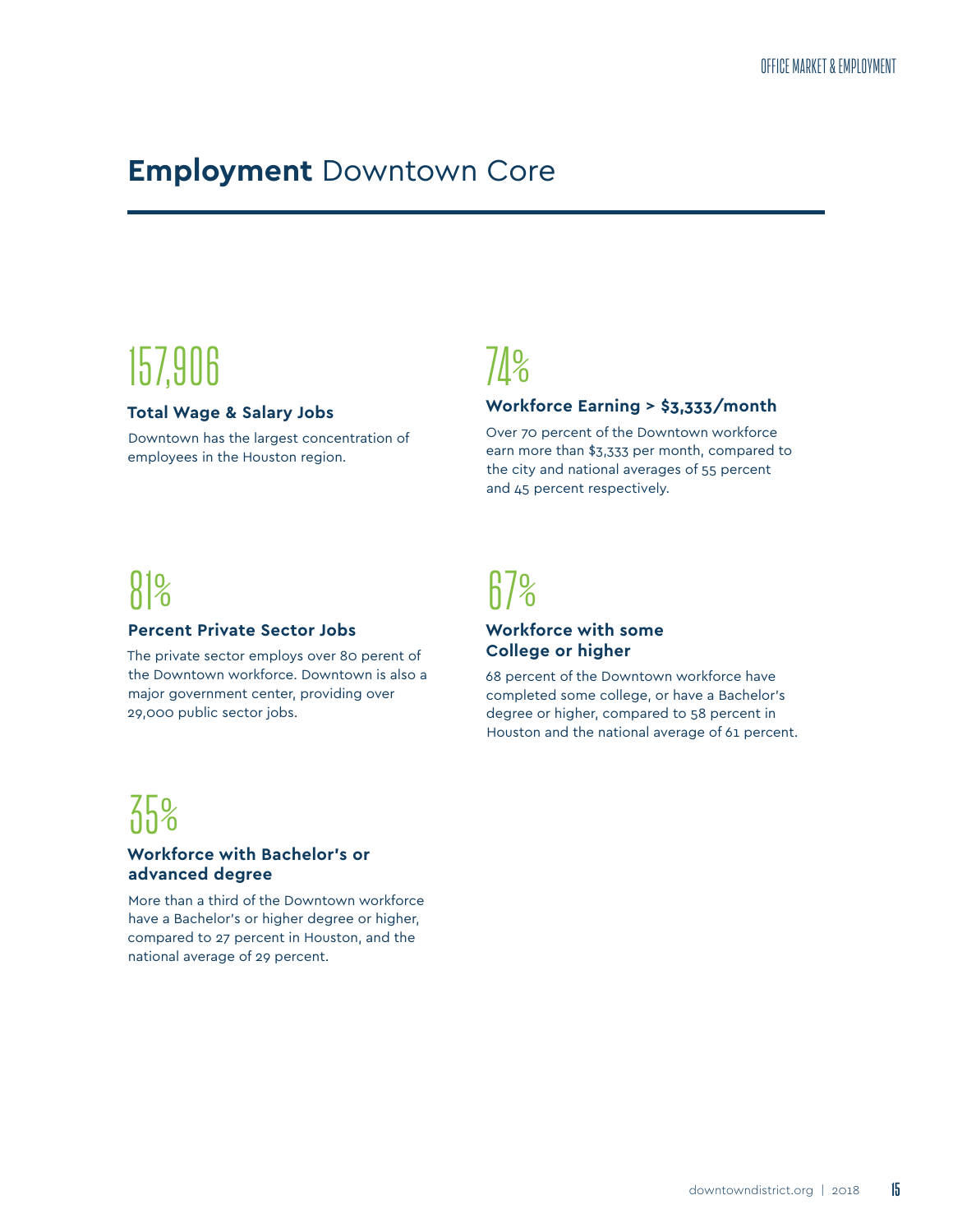# **Employment** Downtown Core

157,906

### Total Wage & Salary Jobs

Downtown has the largest concentration of employees in the Houston region.

74%

### Workforce Earning > $3,333/month

Over 70 percent of the Downtown workforce earn more than $3,333 per month, compared to the city and national averages of 55 percent and 45 percent respectively.

81%

### Percent Private Sector Jobs

The private sector employs over 80 perent of the Downtown workforce. Downtown is also a major government center, providing over 29,000 public sector jobs.

67%

### Workforce with some College or higher

68 percent of the Downtown workforce have completed some college, or have a Bachelor's degree or higher, compared to 58 percent in Houston and the national average of 61 percent.

35%

### Workforce with Bachelor's or advanced degree

More than a third of the Downtown workforce have a Bachelor's or higher degree or higher, compared to 27 percent in Houston, and the national average of 29 percent.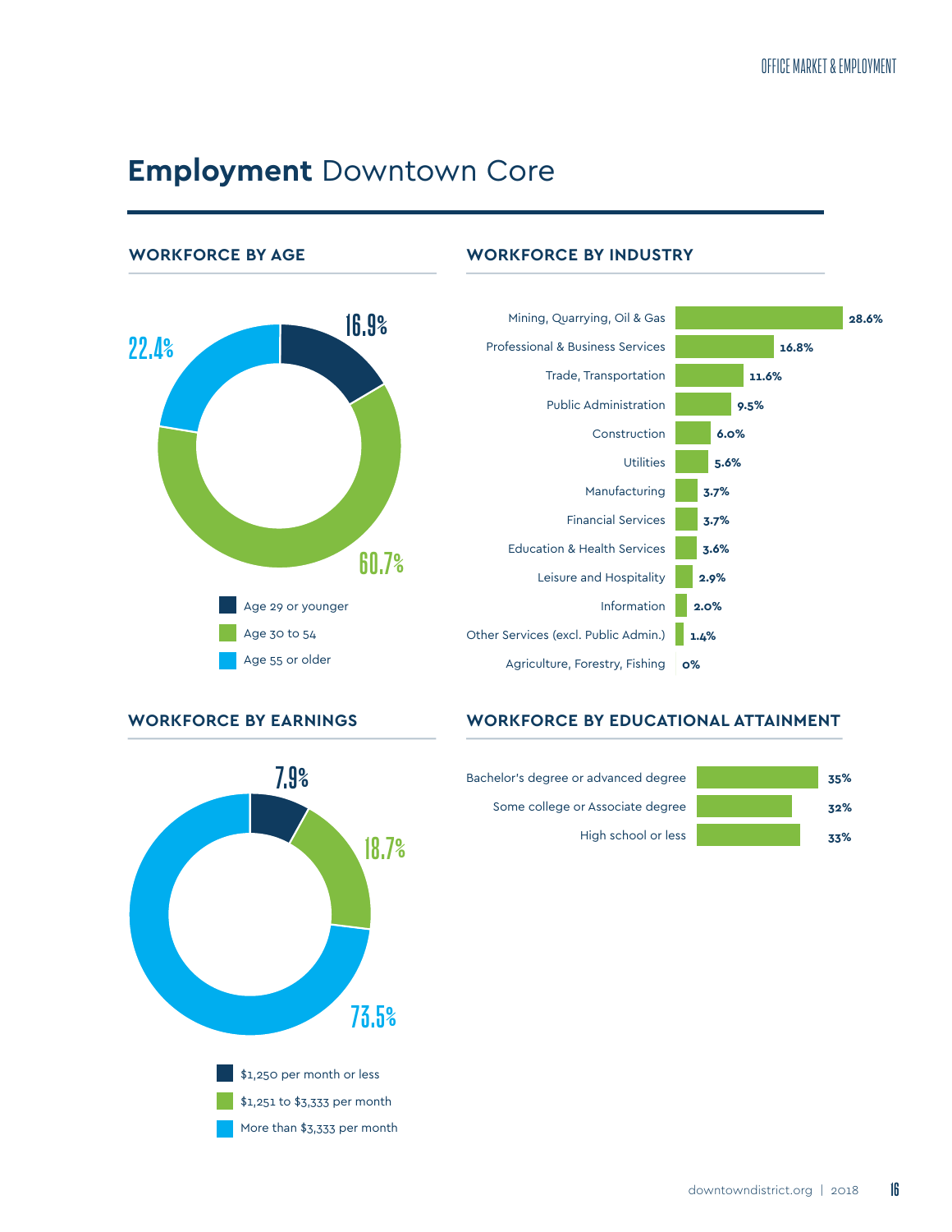# **Employment** Downtown Core

## WORKFORCE BY AGE

16.9%
22.4%
60.7%

Age 29 or younger
Age 30 to 54
Age 55 or older

## WORKFORCE BY INDUSTRY

Mining, Quarrying, Oil & Gas 28.6%
Professional & Business Services 16.8%
Trade, Transportation 11.6%
Public Administration 9.5%
Construction 6.0%
Utilities 5.6%
Manufacturing 3.7%
Financial Services 3.7%
Education & Health Services 3.6%
Leisure and Hospitality 2.9%
Information 2.0%
Other Services (excl. Public Admin.) 1.4%
Agriculture, Forestry, Fishing 0%

## WORKFORCE BY EARNINGS

7.9%
18.7%
73.5%

$1,250 per month or less
$1,251 to $3,333 per month
More than $3,333 per month

## WORKFORCE BY EDUCATIONAL ATTAINMENT

Bachelor's degree or advanced degree 35%
Some college or Associate degree 32%
High school or less 33%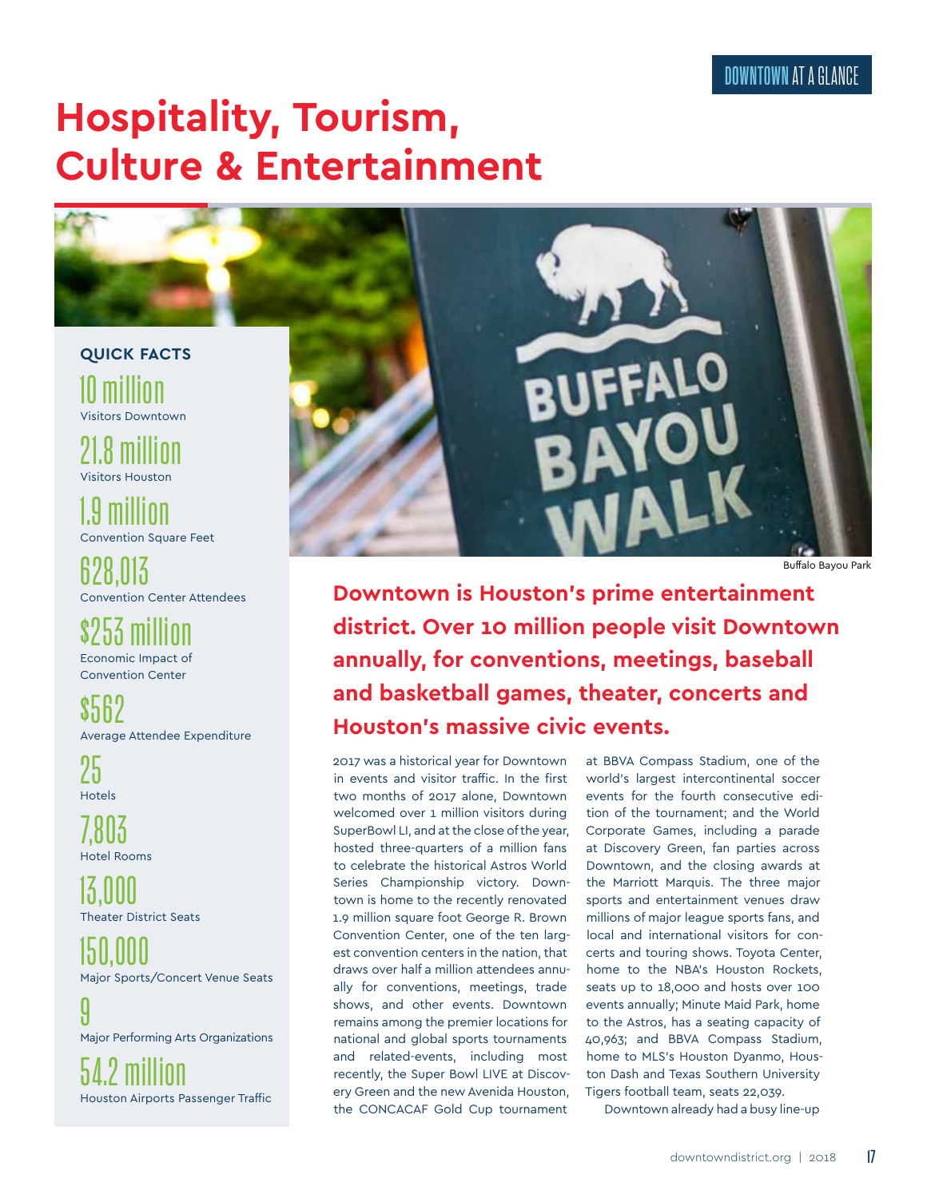# Hospitality, Tourism, Culture & Entertainment

**QUICK FACTS**

10 million
Visitors Downtown

21.8 million
Visitors Houston

1.9 million
Convention Square Feet

628,013
Convention Center Attendees

$253 million
Economic Impact of Convention Center

$562
Average Attendee Expenditure

25
Hotels

7,803
Hotel Rooms

13,000
Theater District Seats

150,000
Major Sports/Concert Venue Seats

9
Major Performing Arts Organizations

54.2 million
Houston Airports Passenger Traffic

Buffalo Bayou Park

**Downtown is Houston's prime entertainment district. Over 10 million people visit Downtown annually, for conventions, meetings, baseball and basketball games, theater, concerts and Houston's massive civic events.**

2017 was a historical year for Downtown in events and visitor traffic. In the first two months of 2017 alone, Downtown welcomed over 1 million visitors during SuperBowl LI, and at the close of the year, hosted three-quarters of a million fans to celebrate the historical Astros World Series Championship victory. Downtown is home to the recently renovated 1.9 million square foot George R. Brown Convention Center, one of the ten largest convention centers in the nation, that draws over half a million attendees annually for conventions, meetings, trade shows, and other events. Downtown remains among the premier locations for national and global sports tournaments and related-events, including most recently, the Super Bowl LIVE at Discovery Green and the new Avenida Houston, the CONCACAF Gold Cup tournament at BBVA Compass Stadium, one of the world's largest intercontinental soccer events for the fourth consecutive edition of the tournament; and the World Corporate Games, including a parade at Discovery Green, fan parties across Downtown, and the closing awards at the Marriott Marquis. The three major sports and entertainment venues draw millions of major league sports fans, and local and international visitors for concerts and touring shows. Toyota Center, home to the NBA's Houston Rockets, seats up to 18,000 and hosts over 100 events annually; Minute Maid Park, home to the Astros, has a seating capacity of 40,963; and BBVA Compass Stadium, home to MLS's Houston Dynamo, Houston Dash and Texas Southern University Tigers football team, seats 22,039.

Downtown already had a busy line-up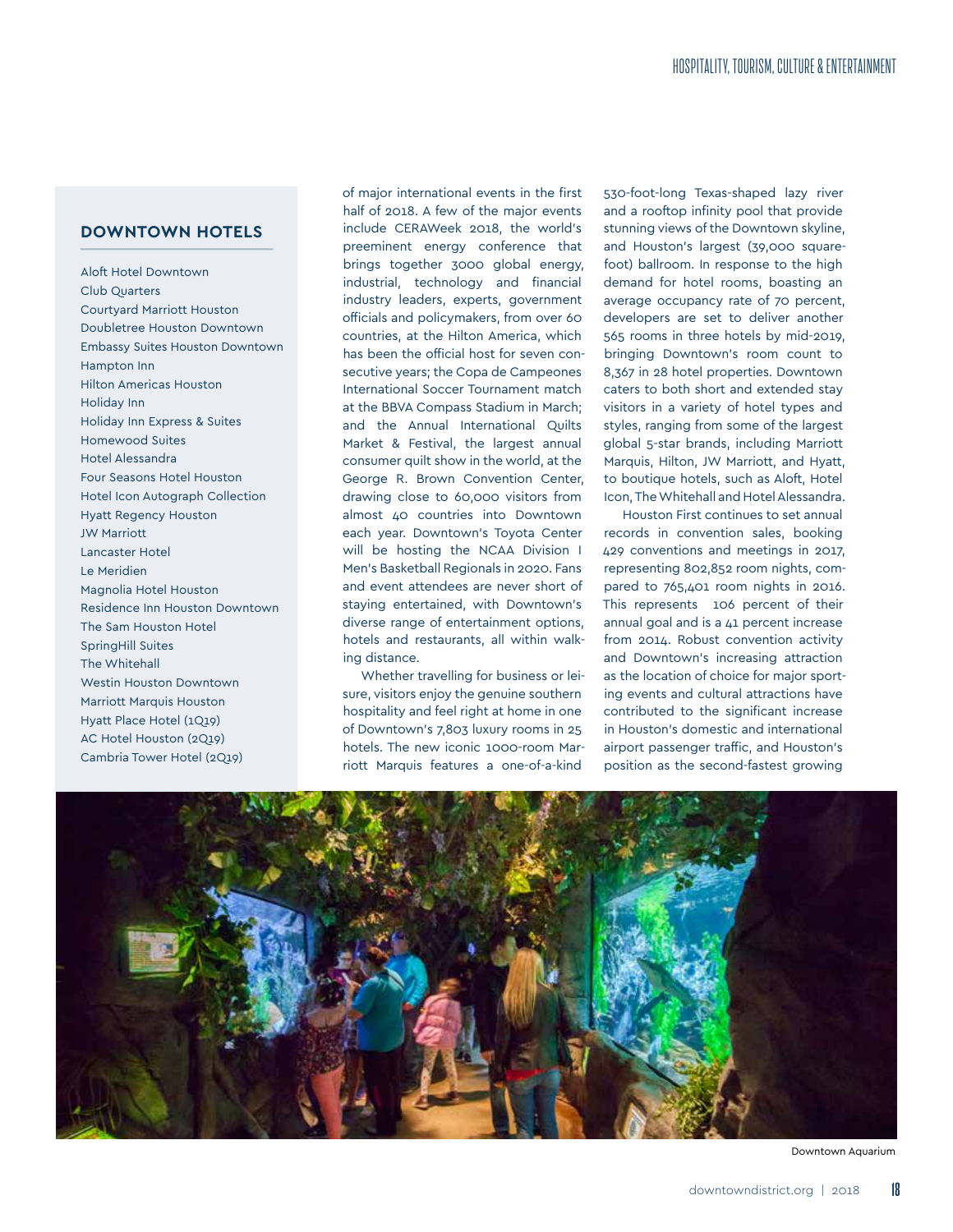## DOWNTOWN HOTELS

Aloft Hotel Downtown
Club Quarters
Courtyard Marriott Houston
Doubletree Houston Downtown
Embassy Suites Houston Downtown
Hampton Inn
Hilton Americas Houston
Holiday Inn
Holiday Inn Express & Suites
Homewood Suites
Hotel Alessandra
Four Seasons Hotel Houston
Hotel Icon Autograph Collection
Hyatt Regency Houston
JW Marriott
Lancaster Hotel
Le Meridien
Magnolia Hotel Houston
Residence Inn Houston Downtown
The Sam Houston Hotel
SpringHill Suites
The Whitehall
Westin Houston Downtown
Marriott Marquis Houston
Hyatt Place Hotel (1Q19)
AC Hotel Houston (2Q19)
Cambria Tower Hotel (2Q19)

of major international events in the first half of 2018. A few of the major events include CERAWeek 2018, the world's preeminent energy conference that brings together 3000 global energy, industrial, technology and financial industry leaders, experts, government officials and policymakers, from over 60 countries, at the Hilton America, which has been the official host for seven consecutive years; the Copa de Campeones International Soccer Tournament match at the BBVA Compass Stadium in March; and the Annual International Quilts Market & Festival, the largest annual consumer quilt show in the world, at the George R. Brown Convention Center, drawing close to 60,000 visitors from almost 40 countries into Downtown each year. Downtown's Toyota Center will be hosting the NCAA Division I Men's Basketball Regionals in 2020. Fans and event attendees are never short of staying entertained, with Downtown's diverse range of entertainment options, hotels and restaurants, all within walking distance.

Whether travelling for business or leisure, visitors enjoy the genuine southern hospitality and feel right at home in one of Downtown's 7,803 luxury rooms in 25 hotels. The new iconic 1000-room Marriott Marquis features a one-of-a-kind 530-foot-long Texas-shaped lazy river and a rooftop infinity pool that provide stunning views of the Downtown skyline, and Houston's largest (39,000 square-foot) ballroom. In response to the high demand for hotel rooms, boasting an average occupancy rate of 70 percent, developers are set to deliver another 565 rooms in three hotels by mid-2019, bringing Downtown's room count to 8,367 in 28 hotel properties. Downtown caters to both short and extended stay visitors in a variety of hotel types and styles, ranging from some of the largest global 5-star brands, including Marriott Marquis, Hilton, JW Marriott, and Hyatt, to boutique hotels, such as Aloft, Hotel Icon, The Whitehall and Hotel Alessandra.

Houston First continues to set annual records in convention sales, booking 429 conventions and meetings in 2017, representing 802,852 room nights, compared to 765,401 room nights in 2016. This represents 106 percent of their annual goal and is a 41 percent increase from 2014. Robust convention activity and Downtown's increasing attraction as the location of choice for major sporting events and cultural attractions have contributed to the significant increase in Houston's domestic and international airport passenger traffic, and Houston's position as the second-fastest growing

Downtown Aquarium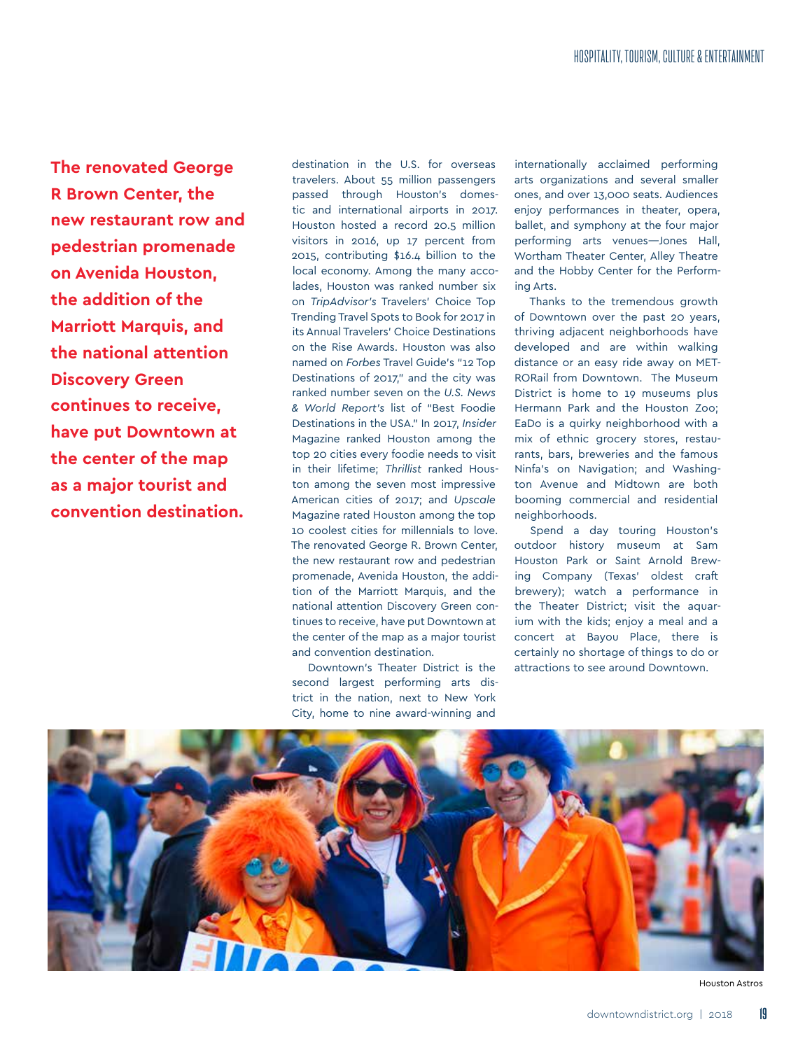**The renovated George R Brown Center, the new restaurant row and pedestrian promenade on Avenida Houston, the addition of the Marriott Marquis, and the national attention Discovery Green continues to receive, have put Downtown at the center of the map as a major tourist and convention destination.**

destination in the U.S. for overseas travelers. About 55 million passengers passed through Houston's domestic and international airports in 2017. Houston hosted a record 20.5 million visitors in 2016, up 17 percent from 2015, contributing $16.4 billion to the local economy. Among the many accolades, Houston was ranked number six on *TripAdvisor's* Travelers' Choice Top Trending Travel Spots to Book for 2017 in its Annual Travelers' Choice Destinations on the Rise Awards. Houston was also named on *Forbes* Travel Guide's "12 Top Destinations of 2017," and the city was ranked number seven on the *U.S. News & World Report's* list of "Best Foodie Destinations in the USA." In 2017, *Insider* Magazine ranked Houston among the top 20 cities every foodie needs to visit in their lifetime; *Thrillist* ranked Houston among the seven most impressive American cities of 2017; and *Upscale* Magazine rated Houston among the top 10 coolest cities for millennials to love. The renovated George R. Brown Center, the new restaurant row and pedestrian promenade, Avenida Houston, the addition of the Marriott Marquis, and the national attention Discovery Green continues to receive, have put Downtown at the center of the map as a major tourist and convention destination.

Downtown's Theater District is the second largest performing arts district in the nation, next to New York City, home to nine award-winning and internationally acclaimed performing arts organizations and several smaller ones, and over 13,000 seats. Audiences enjoy performances in theater, opera, ballet, and symphony at the four major performing arts venues—Jones Hall, Wortham Theater Center, Alley Theatre and the Hobby Center for the Performing Arts.

Thanks to the tremendous growth of Downtown over the past 20 years, thriving adjacent neighborhoods have developed and are within walking distance or an easy ride away on METRORail from Downtown. The Museum District is home to 19 museums plus Hermann Park and the Houston Zoo; EaDo is a quirky neighborhood with a mix of ethnic grocery stores, restaurants, bars, breweries and the famous Ninfa's on Navigation; and Washington Avenue and Midtown are both booming commercial and residential neighborhoods.

Spend a day touring Houston's outdoor history museum at Sam Houston Park or Saint Arnold Brewing Company (Texas' oldest craft brewery); watch a performance in the Theater District; visit the aquarium with the kids; enjoy a meal and a concert at Bayou Place, there is certainly no shortage of things to do or attractions to see around Downtown.

Houston Astros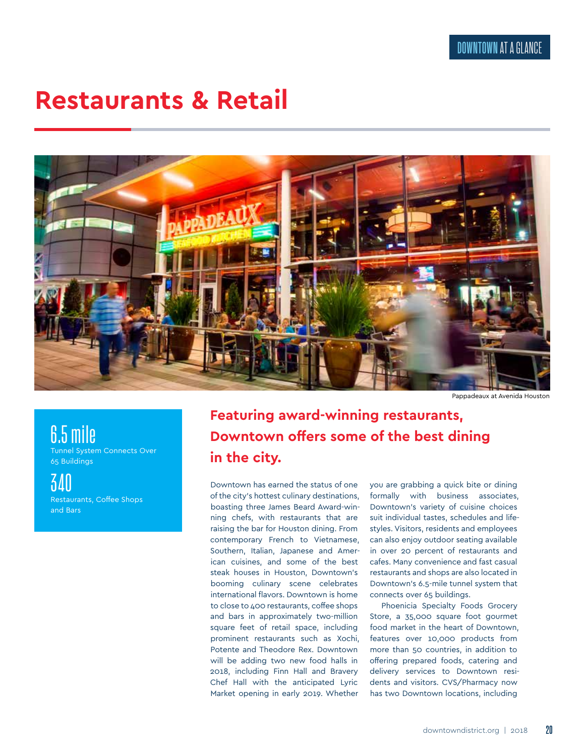# Restaurants & Retail

Pappadeaux at Avenida Houston

**6.5 mile**
Tunnel System Connects Over 65 Buildings

**340**
Restaurants, Coffee Shops and Bars

## Featuring award-winning restaurants, Downtown offers some of the best dining in the city.

Downtown has earned the status of one of the city's hottest culinary destinations, boasting three James Beard Award-winning chefs, with restaurants that are raising the bar for Houston dining. From contemporary French to Vietnamese, Southern, Italian, Japanese and American cuisines, and some of the best steak houses in Houston, Downtown's booming culinary scene celebrates international flavors. Downtown is home to close to 400 restaurants, coffee shops and bars in approximately two-million square feet of retail space, including prominent restaurants such as Xochi, Potente and Theodore Rex. Downtown will be adding two new food halls in 2018, including Finn Hall and Bravery Chef Hall with the anticipated Lyric Market opening in early 2019. Whether you are grabbing a quick bite or dining formally with business associates, Downtown's variety of cuisine choices suit individual tastes, schedules and lifestyles. Visitors, residents and employees can also enjoy outdoor seating available in over 20 percent of restaurants and cafes. Many convenience and fast casual restaurants and shops are also located in Downtown's 6.5-mile tunnel system that connects over 65 buildings.

Phoenicia Specialty Foods Grocery Store, a 35,000 square foot gourmet food market in the heart of Downtown, features over 10,000 products from more than 50 countries, in addition to offering prepared foods, catering and delivery services to Downtown residents and visitors. CVS/Pharmacy now has two Downtown locations, including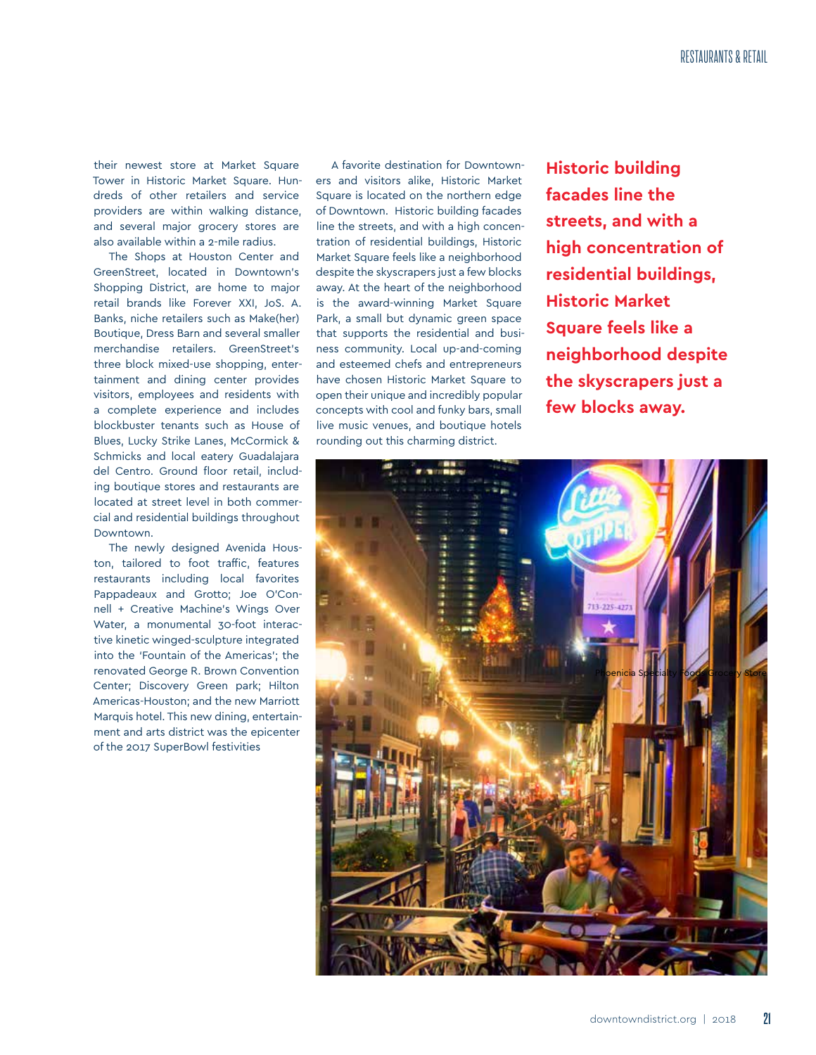their newest store at Market Square Tower in Historic Market Square. Hundreds of other retailers and service providers are within walking distance, and several major grocery stores are also available within a 2-mile radius.

The Shops at Houston Center and GreenStreet, located in Downtown's Shopping District, are home to major retail brands like Forever XXI, JoS. A. Banks, niche retailers such as Make(her) Boutique, Dress Barn and several smaller merchandise retailers. GreenStreet's three block mixed-use shopping, entertainment and dining center provides visitors, employees and residents with a complete experience and includes blockbuster tenants such as House of Blues, Lucky Strike Lanes, McCormick & Schmicks and local eatery Guadalajara del Centro. Ground floor retail, including boutique stores and restaurants are located at street level in both commercial and residential buildings throughout Downtown.

The newly designed Avenida Houston, tailored to foot traffic, features restaurants including local favorites Pappadeaux and Grotto; Joe O'Connell + Creative Machine's Wings Over Water, a monumental 30-foot interactive kinetic winged-sculpture integrated into the 'Fountain of the Americas'; the renovated George R. Brown Convention Center; Discovery Green park; Hilton Americas-Houston; and the new Marriott Marquis hotel. This new dining, entertainment and arts district was the epicenter of the 2017 SuperBowl festivities

A favorite destination for Downtowners and visitors alike, Historic Market Square is located on the northern edge of Downtown. Historic building facades line the streets, and with a high concentration of residential buildings, Historic Market Square feels like a neighborhood despite the skyscrapers just a few blocks away. At the heart of the neighborhood is the award-winning Market Square Park, a small but dynamic green space that supports the residential and business community. Local up-and-coming and esteemed chefs and entrepreneurs have chosen Historic Market Square to open their unique and incredibly popular concepts with cool and funky bars, small live music venues, and boutique hotels rounding out this charming district.

**Historic building facades line the streets, and with a high concentration of residential buildings, Historic Market Square feels like a neighborhood despite the skyscrapers just a few blocks away.**

Phoenicia Specialty Foods Grocery Store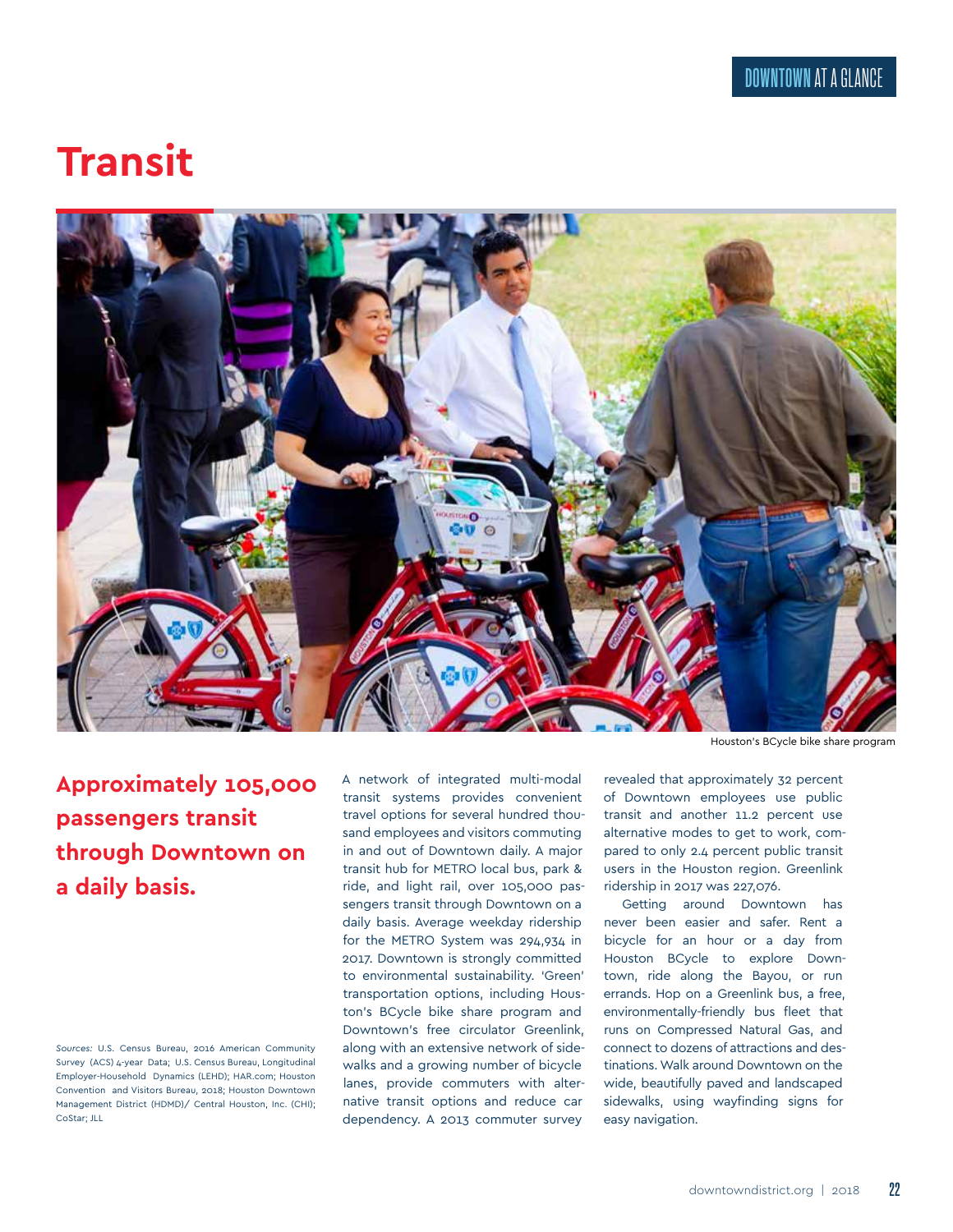# Transit

Houston's BCycle bike share program

**Approximately 105,000 passengers transit through Downtown on a daily basis.**

*Sources:* U.S. Census Bureau, 2016 American Community Survey (ACS) 4-year Data; U.S. Census Bureau, Longitudinal Employer-Household Dynamics (LEHD); HAR.com; Houston Convention and Visitors Bureau, 2018; Houston Downtown Management District (HDMD)/ Central Houston, Inc. (CHI); CoStar; JLL

A network of integrated multi-modal transit systems provides convenient travel options for several hundred thousand employees and visitors commuting in and out of Downtown daily. A major transit hub for METRO local bus, park & ride, and light rail, over 105,000 passengers transit through Downtown on a daily basis. Average weekday ridership for the METRO System was 294,934 in 2017. Downtown is strongly committed to environmental sustainability. 'Green' transportation options, including Houston's BCycle bike share program and Downtown's free circulator Greenlink, along with an extensive network of sidewalks and a growing number of bicycle lanes, provide commuters with alternative transit options and reduce car dependency. A 2013 commuter survey revealed that approximately 32 percent of Downtown employees use public transit and another 11.2 percent use alternative modes to get to work, compared to only 2.4 percent public transit users in the Houston region. Greenlink ridership in 2017 was 227,076.

Getting around Downtown has never been easier and safer. Rent a bicycle for an hour or a day from Houston BCycle to explore Downtown, ride along the Bayou, or run errands. Hop on a Greenlink bus, a free, environmentally-friendly bus fleet that runs on Compressed Natural Gas, and connect to dozens of attractions and destinations. Walk around Downtown on the wide, beautifully paved and landscaped sidewalks, using wayfinding signs for easy navigation.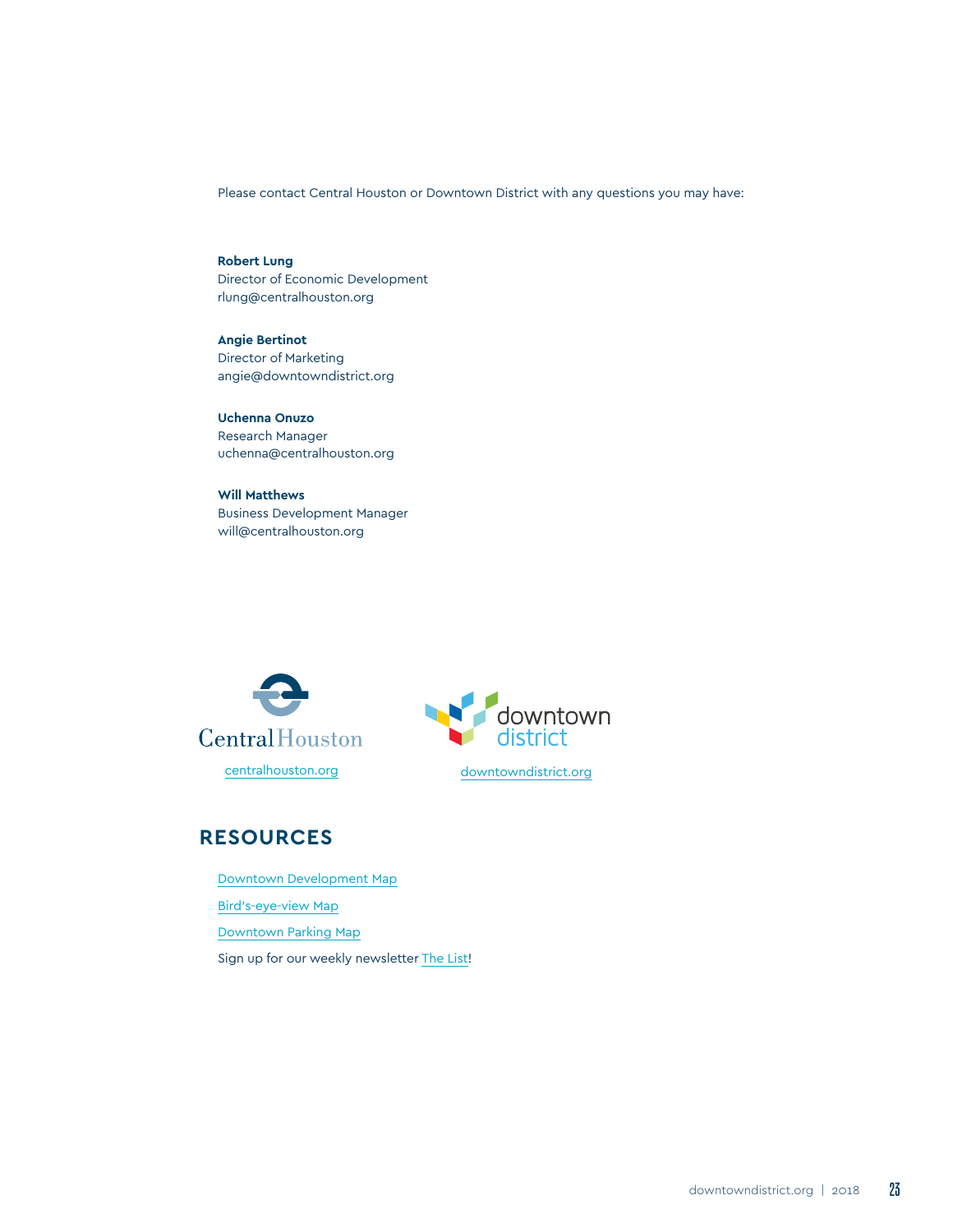Please contact Central Houston or Downtown District with any questions you may have:

**Robert Lung**
Director of Economic Development
rlung@centralhouston.org

**Angie Bertinot**
Director of Marketing
angie@downtowndistrict.org

**Uchenna Onuzo**
Research Manager
uchenna@centralhouston.org

**Will Matthews**
Business Development Manager
will@centralhouston.org

CentralHouston

centralhouston.org

downtown district

downtowndistrict.org

## RESOURCES

Downtown Development Map

Bird's-eye-view Map

Downtown Parking Map

Sign up for our weekly newsletter The List!